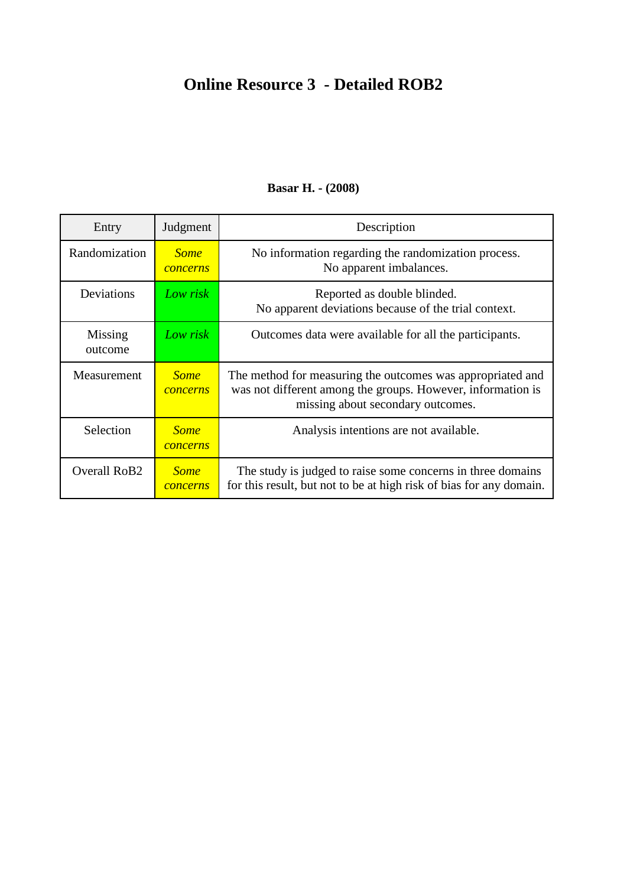# Online Resource 3 - Detailed ROB2

**Basar H. - (2008)**

| Entry | Judgment | Description |
| --- | --- | --- |
| Randomization | *Some concerns* | No information regarding the randomization process. No apparent imbalances. |
| Deviations | *Low risk* | Reported as double blinded. No apparent deviations because of the trial context. |
| Missing outcome | *Low risk* | Outcomes data were available for all the participants. |
| Measurement | *Some concerns* | The method for measuring the outcomes was appropriated and was not different among the groups. However, information is missing about secondary outcomes. |
| Selection | *Some concerns* | Analysis intentions are not available. |
| Overall RoB2 | *Some concerns* | The study is judged to raise some concerns in three domains for this result, but not to be at high risk of bias for any domain. |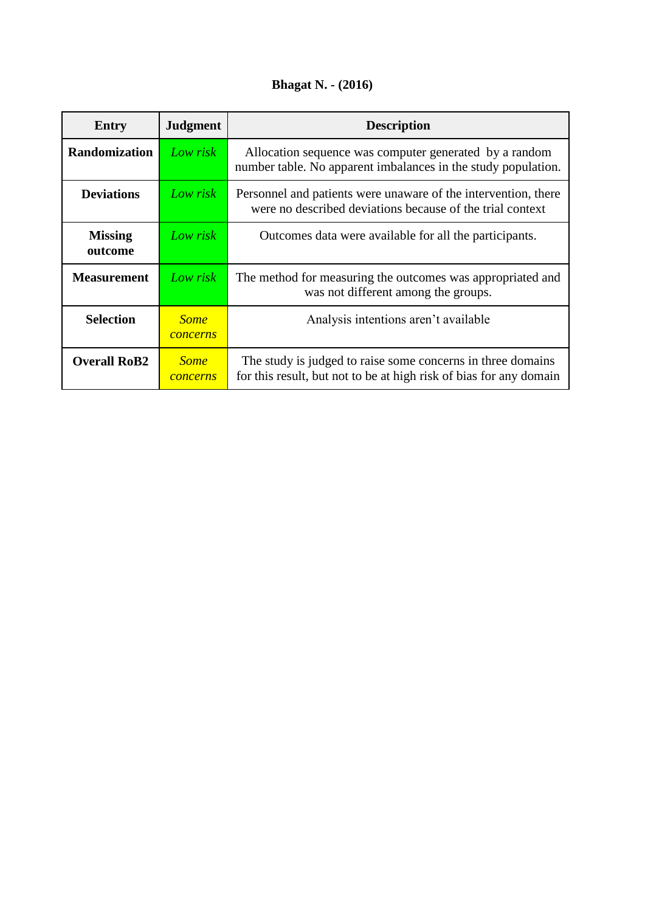**Bhagat N. - (2016)**

| Entry | Judgment | Description |
|---|---|---|
| **Randomization** | *Low risk* | Allocation sequence was computer generated by a random number table. No apparent imbalances in the study population. |
| **Deviations** | *Low risk* | Personnel and patients were unaware of the intervention, there were no described deviations because of the trial context |
| **Missing outcome** | *Low risk* | Outcomes data were available for all the participants. |
| **Measurement** | *Low risk* | The method for measuring the outcomes was appropriated and was not different among the groups. |
| **Selection** | *Some concerns* | Analysis intentions aren't available |
| **Overall RoB2** | *Some concerns* | The study is judged to raise some concerns in three domains for this result, but not to be at high risk of bias for any domain |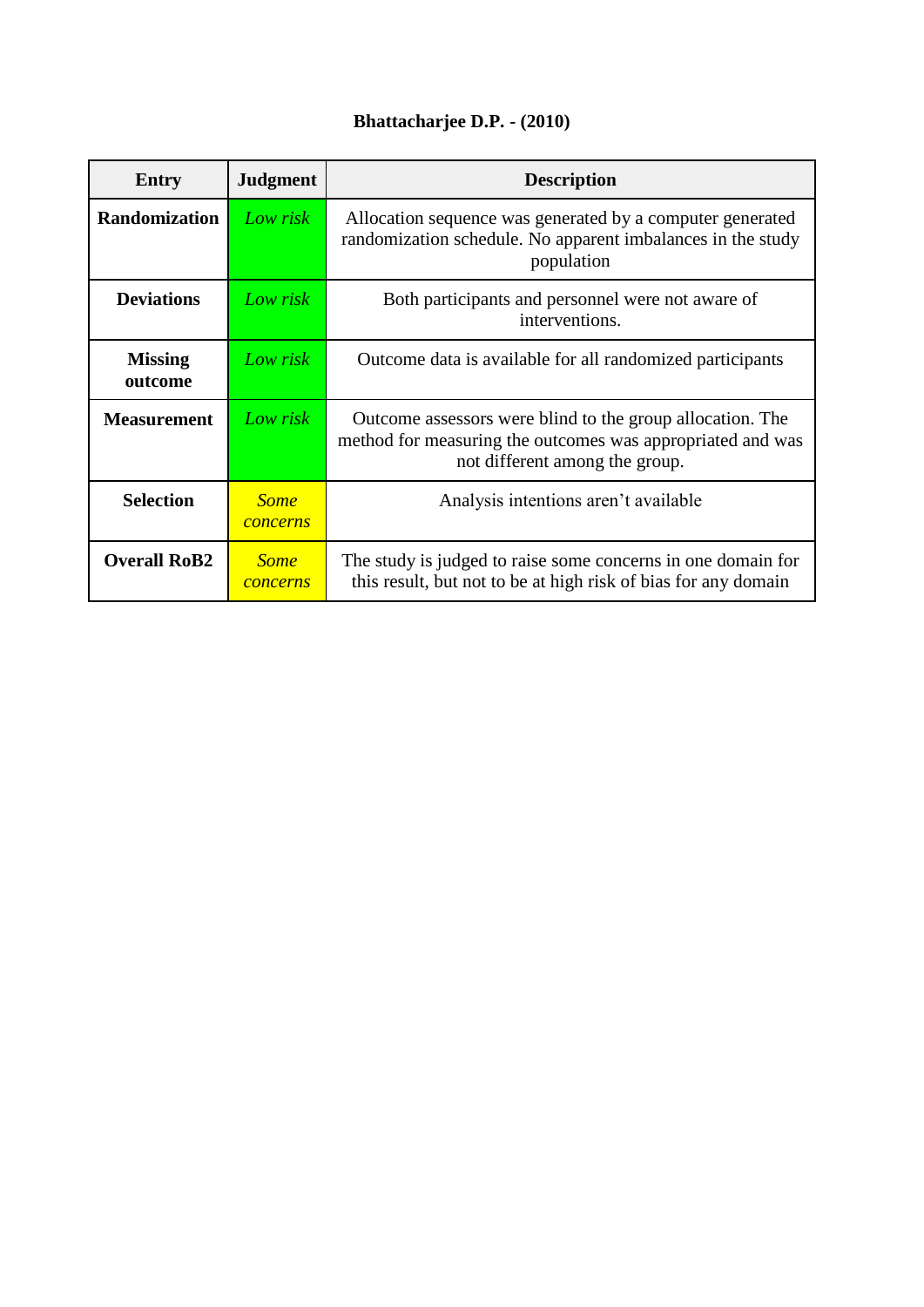**Bhattacharjee D.P. - (2010)**

| Entry | Judgment | Description |
|---|---|---|
| **Randomization** | *Low risk* | Allocation sequence was generated by a computer generated randomization schedule. No apparent imbalances in the study population |
| **Deviations** | *Low risk* | Both participants and personnel were not aware of interventions. |
| **Missing outcome** | *Low risk* | Outcome data is available for all randomized participants |
| **Measurement** | *Low risk* | Outcome assessors were blind to the group allocation. The method for measuring the outcomes was appropriated and was not different among the group. |
| **Selection** | *Some concerns* | Analysis intentions aren't available |
| **Overall RoB2** | *Some concerns* | The study is judged to raise some concerns in one domain for this result, but not to be at high risk of bias for any domain |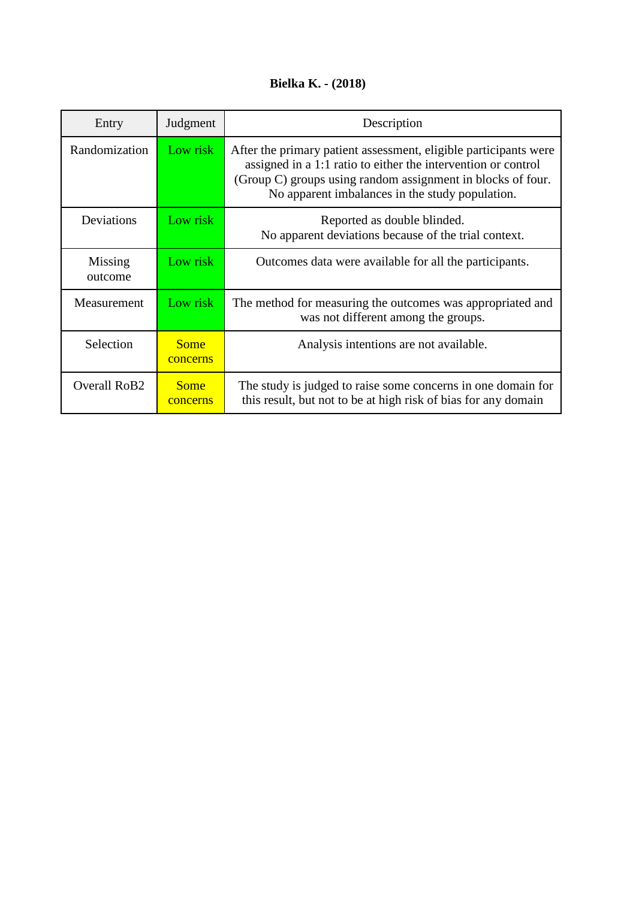**Bielka K. - (2018)**

| Entry | Judgment | Description |
|---|---|---|
| Randomization | Low risk | After the primary patient assessment, eligible participants were assigned in a 1:1 ratio to either the intervention or control (Group C) groups using random assignment in blocks of four. No apparent imbalances in the study population. |
| Deviations | Low risk | Reported as double blinded. No apparent deviations because of the trial context. |
| Missing outcome | Low risk | Outcomes data were available for all the participants. |
| Measurement | Low risk | The method for measuring the outcomes was appropriated and was not different among the groups. |
| Selection | Some concerns | Analysis intentions are not available. |
| Overall RoB2 | Some concerns | The study is judged to raise some concerns in one domain for this result, but not to be at high risk of bias for any domain |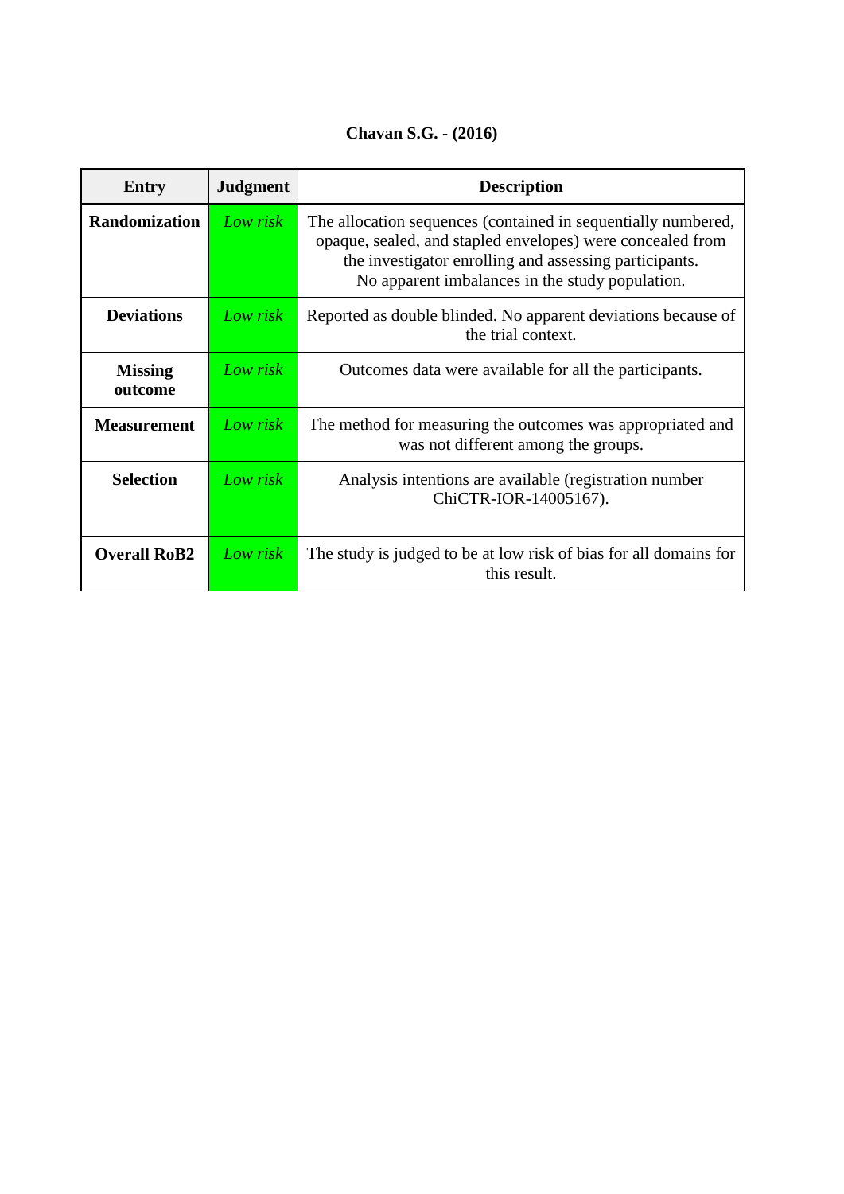**Chavan S.G. - (2016)**

| Entry | Judgment | Description |
|---|---|---|
| **Randomization** | *Low risk* | The allocation sequences (contained in sequentially numbered, opaque, sealed, and stapled envelopes) were concealed from the investigator enrolling and assessing participants. No apparent imbalances in the study population. |
| **Deviations** | *Low risk* | Reported as double blinded. No apparent deviations because of the trial context. |
| **Missing outcome** | *Low risk* | Outcomes data were available for all the participants. |
| **Measurement** | *Low risk* | The method for measuring the outcomes was appropriated and was not different among the groups. |
| **Selection** | *Low risk* | Analysis intentions are available (registration number ChiCTR-IOR-14005167). |
| **Overall RoB2** | *Low risk* | The study is judged to be at low risk of bias for all domains for this result. |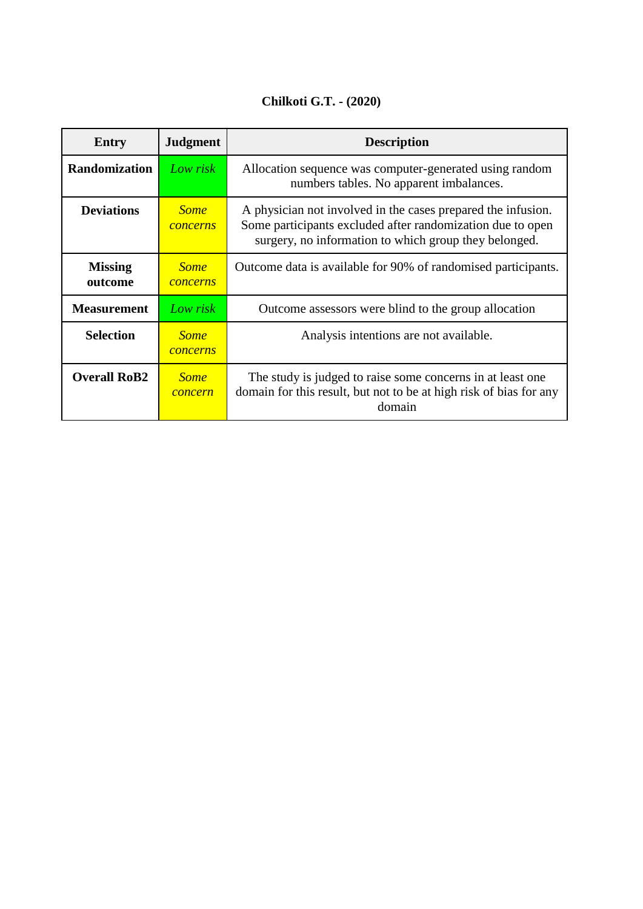**Chilkoti G.T. - (2020)**

| Entry | Judgment | Description |
| --- | --- | --- |
| **Randomization** | *Low risk* | Allocation sequence was computer-generated using random numbers tables. No apparent imbalances. |
| **Deviations** | *Some concerns* | A physician not involved in the cases prepared the infusion. Some participants excluded after randomization due to open surgery, no information to which group they belonged. |
| **Missing outcome** | *Some concerns* | Outcome data is available for 90% of randomised participants. |
| **Measurement** | *Low risk* | Outcome assessors were blind to the group allocation |
| **Selection** | *Some concerns* | Analysis intentions are not available. |
| **Overall RoB2** | *Some concern* | The study is judged to raise some concerns in at least one domain for this result, but not to be at high risk of bias for any domain |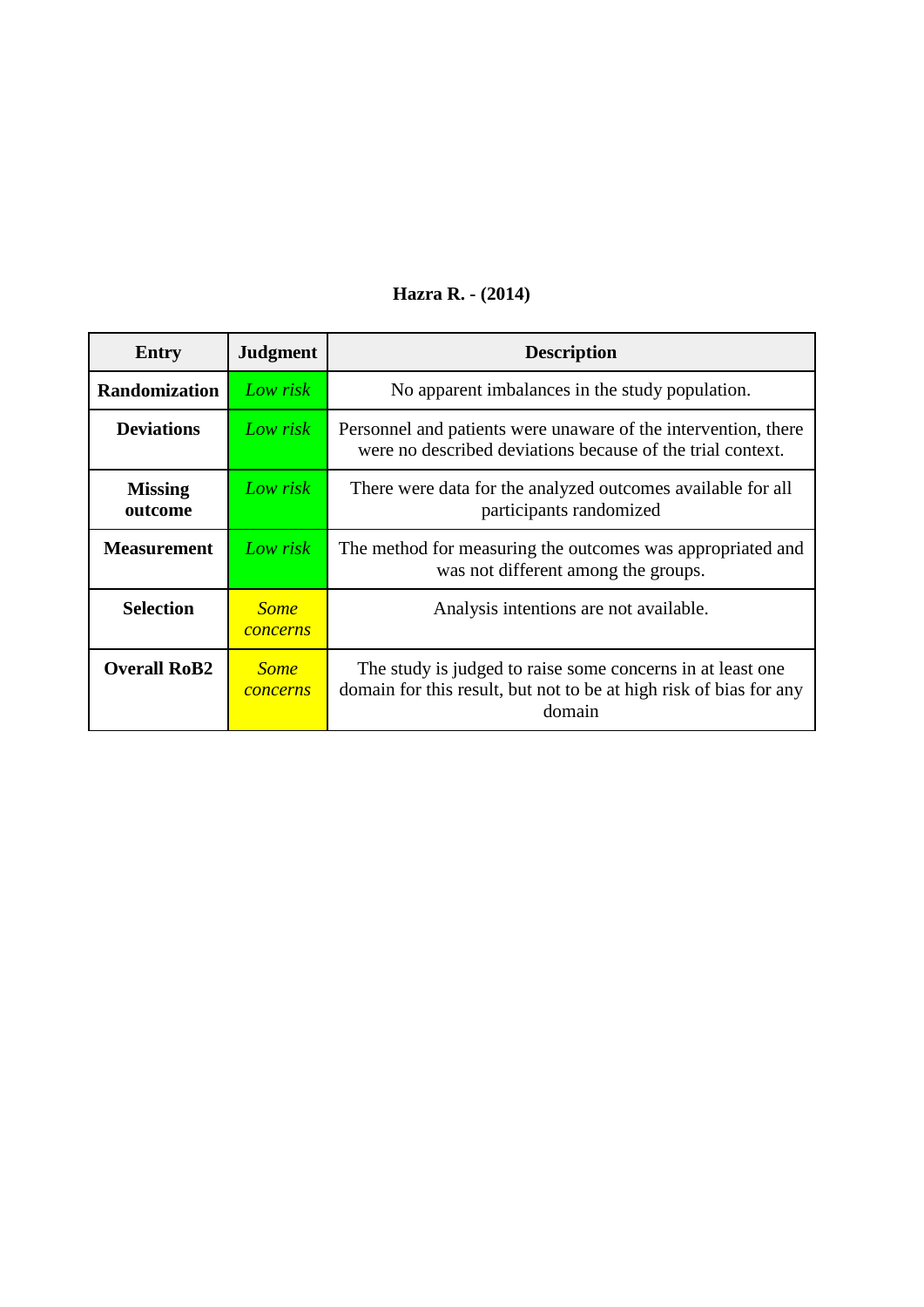**Hazra R. - (2014)**

| Entry | Judgment | Description |
| --- | --- | --- |
| **Randomization** | *Low risk* | No apparent imbalances in the study population. |
| **Deviations** | *Low risk* | Personnel and patients were unaware of the intervention, there were no described deviations because of the trial context. |
| **Missing outcome** | *Low risk* | There were data for the analyzed outcomes available for all participants randomized |
| **Measurement** | *Low risk* | The method for measuring the outcomes was appropriated and was not different among the groups. |
| **Selection** | *Some concerns* | Analysis intentions are not available. |
| **Overall RoB2** | *Some concerns* | The study is judged to raise some concerns in at least one domain for this result, but not to be at high risk of bias for any domain |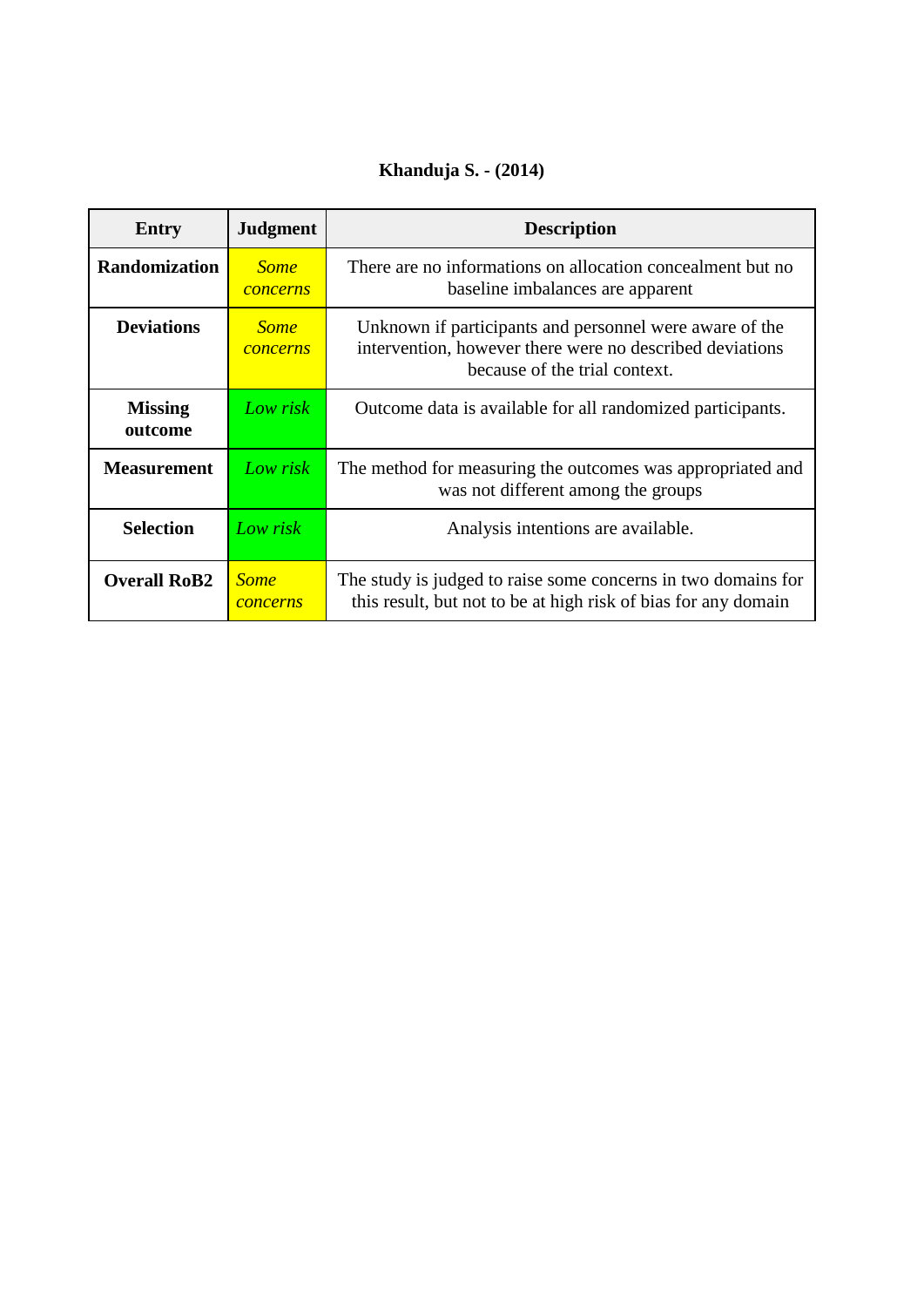**Khanduja S. - (2014)**

| Entry | Judgment | Description |
|---|---|---|
| **Randomization** | *Some concerns* | There are no informations on allocation concealment but no baseline imbalances are apparent |
| **Deviations** | *Some concerns* | Unknown if participants and personnel were aware of the intervention, however there were no described deviations because of the trial context. |
| **Missing outcome** | *Low risk* | Outcome data is available for all randomized participants. |
| **Measurement** | *Low risk* | The method for measuring the outcomes was appropriated and was not different among the groups |
| **Selection** | *Low risk* | Analysis intentions are available. |
| **Overall RoB2** | *Some concerns* | The study is judged to raise some concerns in two domains for this result, but not to be at high risk of bias for any domain |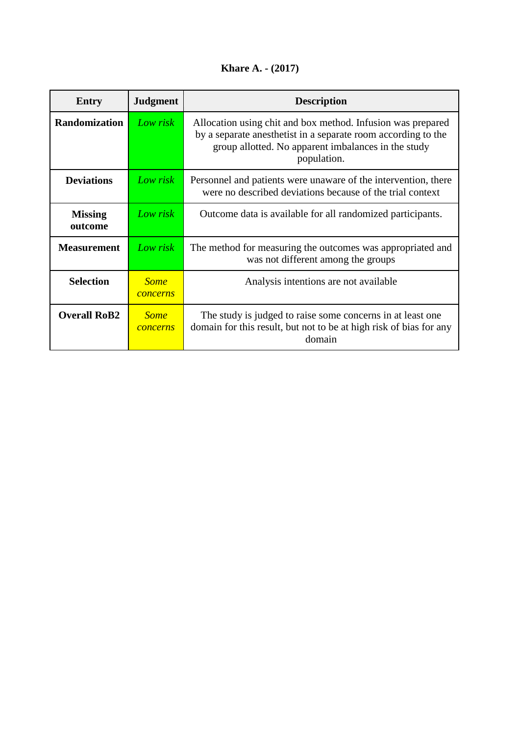**Khare A. - (2017)**

| Entry | Judgment | Description |
| --- | --- | --- |
| **Randomization** | *Low risk* | Allocation using chit and box method. Infusion was prepared by a separate anesthetist in a separate room according to the group allotted. No apparent imbalances in the study population. |
| **Deviations** | *Low risk* | Personnel and patients were unaware of the intervention, there were no described deviations because of the trial context |
| **Missing outcome** | *Low risk* | Outcome data is available for all randomized participants. |
| **Measurement** | *Low risk* | The method for measuring the outcomes was appropriated and was not different among the groups |
| **Selection** | *Some concerns* | Analysis intentions are not available |
| **Overall RoB2** | *Some concerns* | The study is judged to raise some concerns in at least one domain for this result, but not to be at high risk of bias for any domain |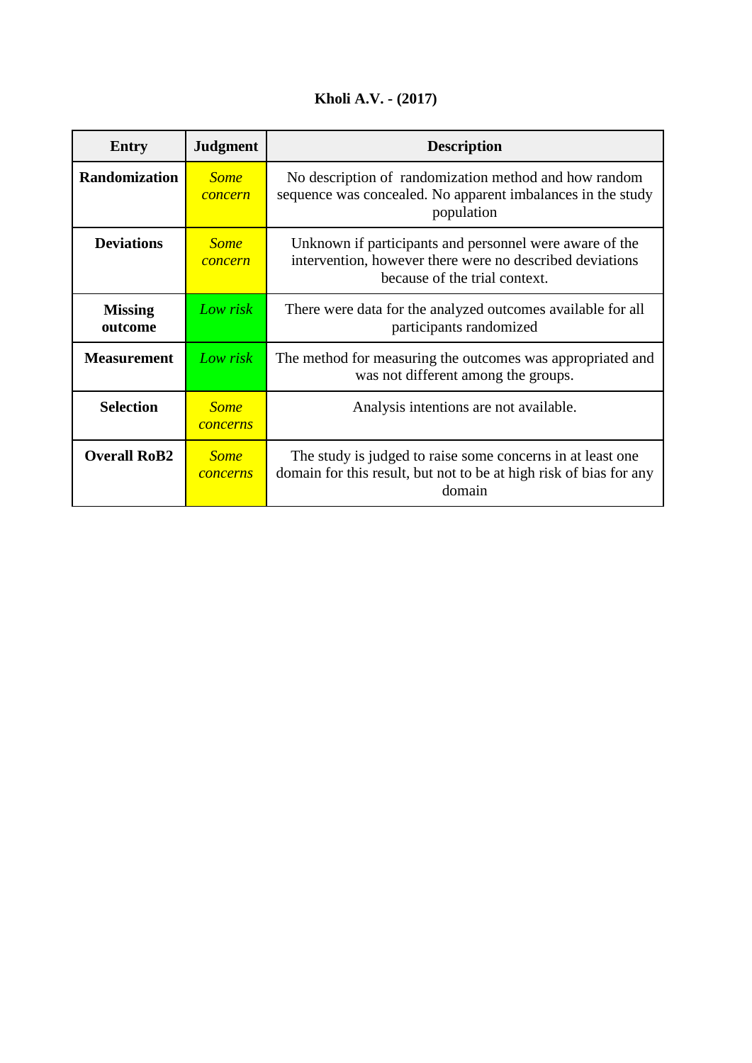**Kholi A.V. - (2017)**

| Entry | Judgment | Description |
|---|---|---|
| **Randomization** | *Some concern* | No description of  randomization method and how random sequence was concealed. No apparent imbalances in the study population |
| **Deviations** | *Some concern* | Unknown if participants and personnel were aware of the intervention, however there were no described deviations because of the trial context. |
| **Missing outcome** | *Low risk* | There were data for the analyzed outcomes available for all participants randomized |
| **Measurement** | *Low risk* | The method for measuring the outcomes was appropriated and was not different among the groups. |
| **Selection** | *Some concerns* | Analysis intentions are not available. |
| **Overall RoB2** | *Some concerns* | The study is judged to raise some concerns in at least one domain for this result, but not to be at high risk of bias for any domain |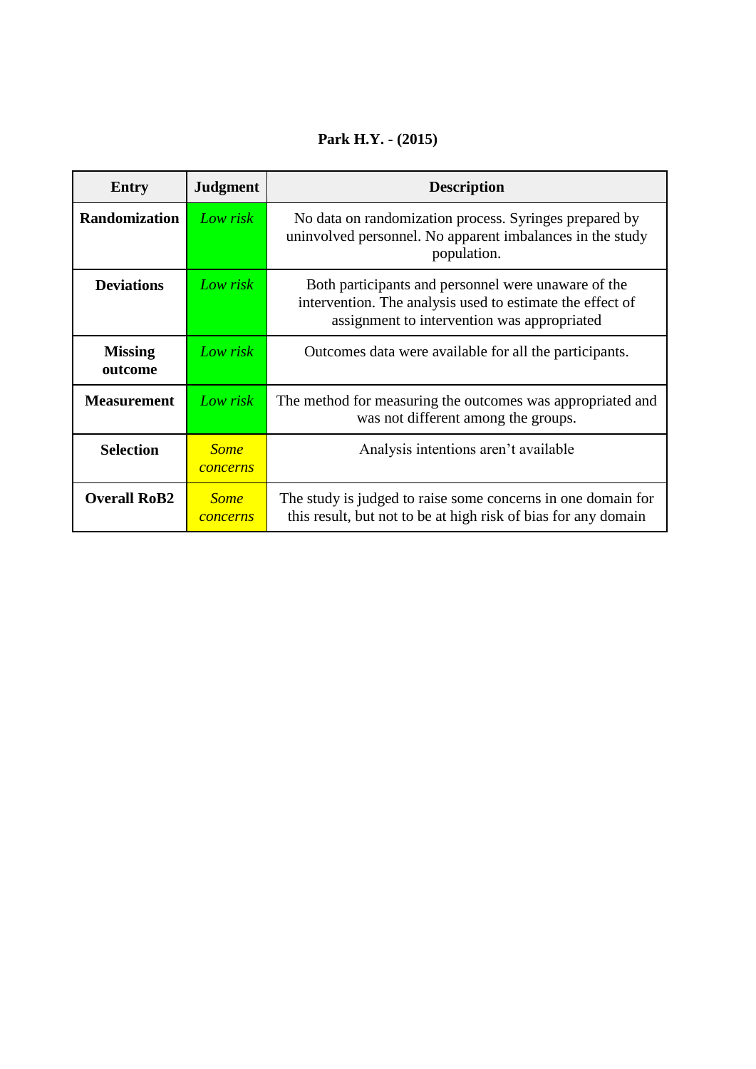**Park H.Y. - (2015)**

| Entry | Judgment | Description |
|---|---|---|
| **Randomization** | *Low risk* | No data on randomization process. Syringes prepared by uninvolved personnel. No apparent imbalances in the study population. |
| **Deviations** | *Low risk* | Both participants and personnel were unaware of the intervention. The analysis used to estimate the effect of assignment to intervention was appropriated |
| **Missing outcome** | *Low risk* | Outcomes data were available for all the participants. |
| **Measurement** | *Low risk* | The method for measuring the outcomes was appropriated and was not different among the groups. |
| **Selection** | *Some concerns* | Analysis intentions aren't available |
| **Overall RoB2** | *Some concerns* | The study is judged to raise some concerns in one domain for this result, but not to be at high risk of bias for any domain |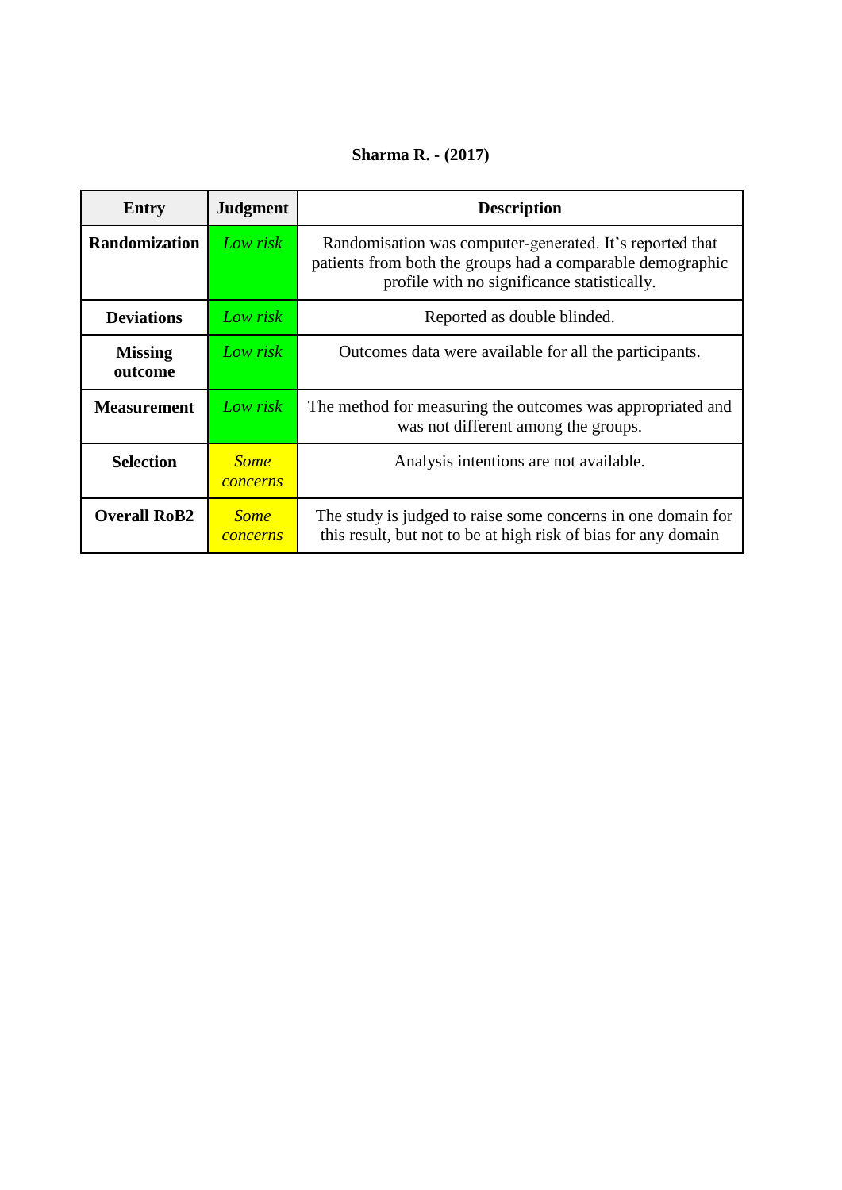**Sharma R. - (2017)**

| Entry | Judgment | Description |
|---|---|---|
| **Randomization** | *Low risk* | Randomisation was computer-generated. It's reported that patients from both the groups had a comparable demographic profile with no significance statistically. |
| **Deviations** | *Low risk* | Reported as double blinded. |
| **Missing outcome** | *Low risk* | Outcomes data were available for all the participants. |
| **Measurement** | *Low risk* | The method for measuring the outcomes was appropriated and was not different among the groups. |
| **Selection** | *Some concerns* | Analysis intentions are not available. |
| **Overall RoB2** | *Some concerns* | The study is judged to raise some concerns in one domain for this result, but not to be at high risk of bias for any domain |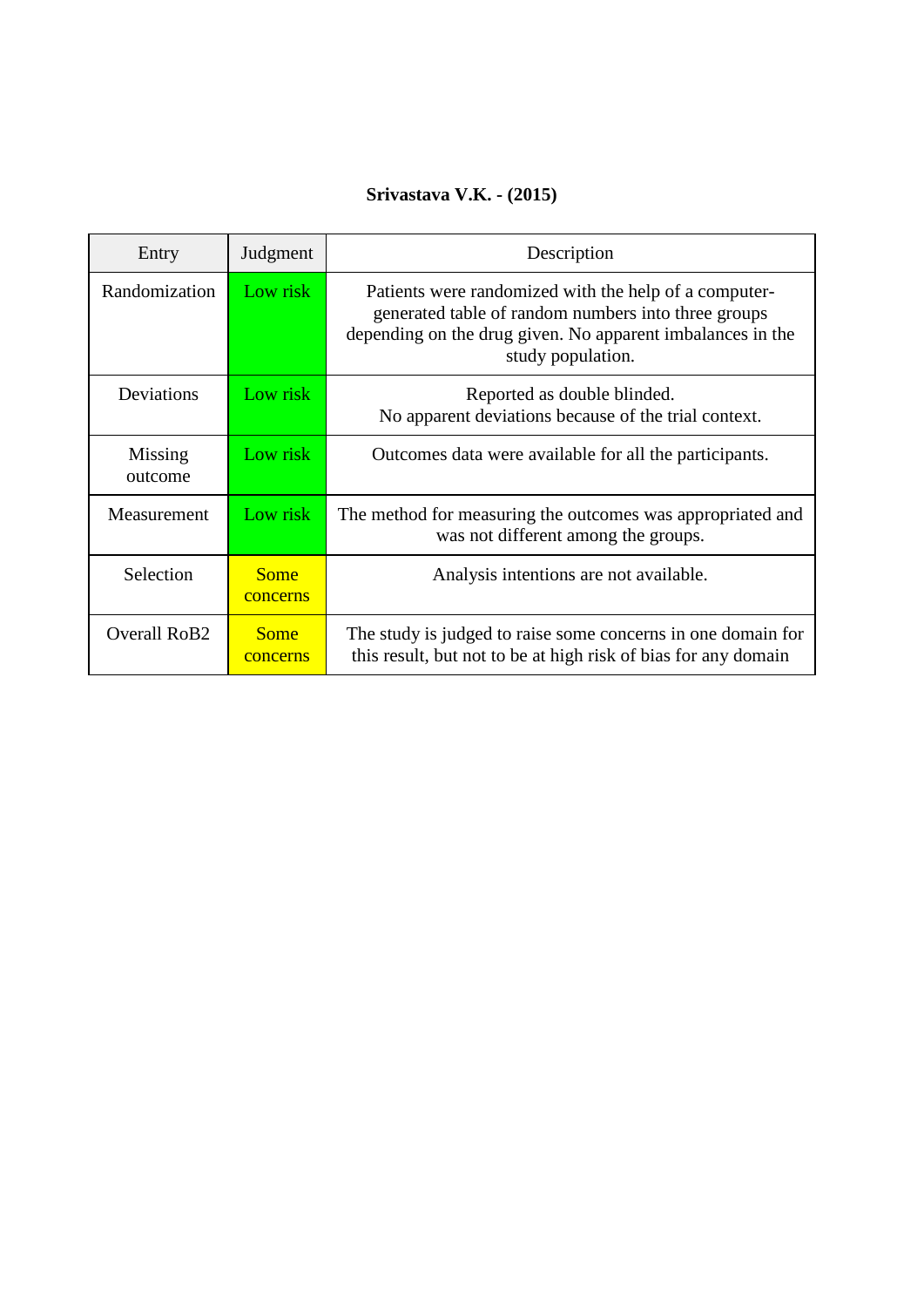**Srivastava V.K. - (2015)**

| Entry | Judgment | Description |
|---|---|---|
| Randomization | Low risk | Patients were randomized with the help of a computer-generated table of random numbers into three groups depending on the drug given. No apparent imbalances in the study population. |
| Deviations | Low risk | Reported as double blinded. No apparent deviations because of the trial context. |
| Missing outcome | Low risk | Outcomes data were available for all the participants. |
| Measurement | Low risk | The method for measuring the outcomes was appropriated and was not different among the groups. |
| Selection | Some concerns | Analysis intentions are not available. |
| Overall RoB2 | Some concerns | The study is judged to raise some concerns in one domain for this result, but not to be at high risk of bias for any domain |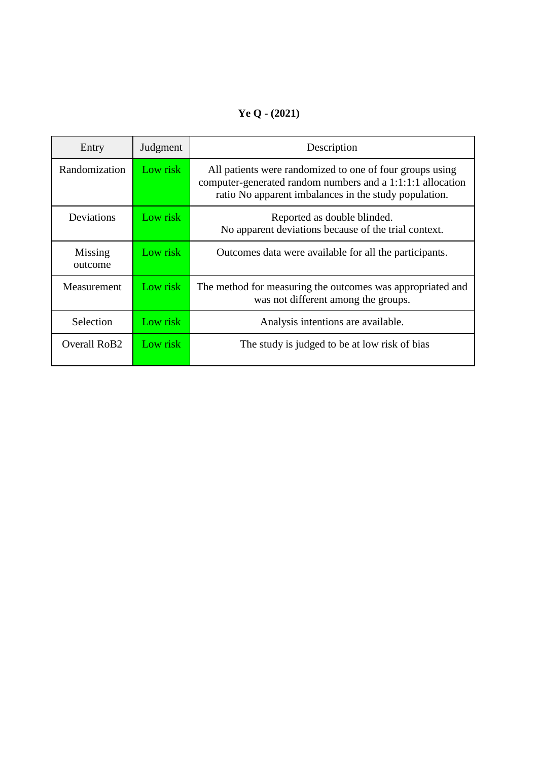**Ye Q - (2021)**

| Entry | Judgment | Description |
| --- | --- | --- |
| Randomization | Low risk | All patients were randomized to one of four groups using computer-generated random numbers and a 1:1:1:1 allocation ratio No apparent imbalances in the study population. |
| Deviations | Low risk | Reported as double blinded. No apparent deviations because of the trial context. |
| Missing outcome | Low risk | Outcomes data were available for all the participants. |
| Measurement | Low risk | The method for measuring the outcomes was appropriated and was not different among the groups. |
| Selection | Low risk | Analysis intentions are available. |
| Overall RoB2 | Low risk | The study is judged to be at low risk of bias |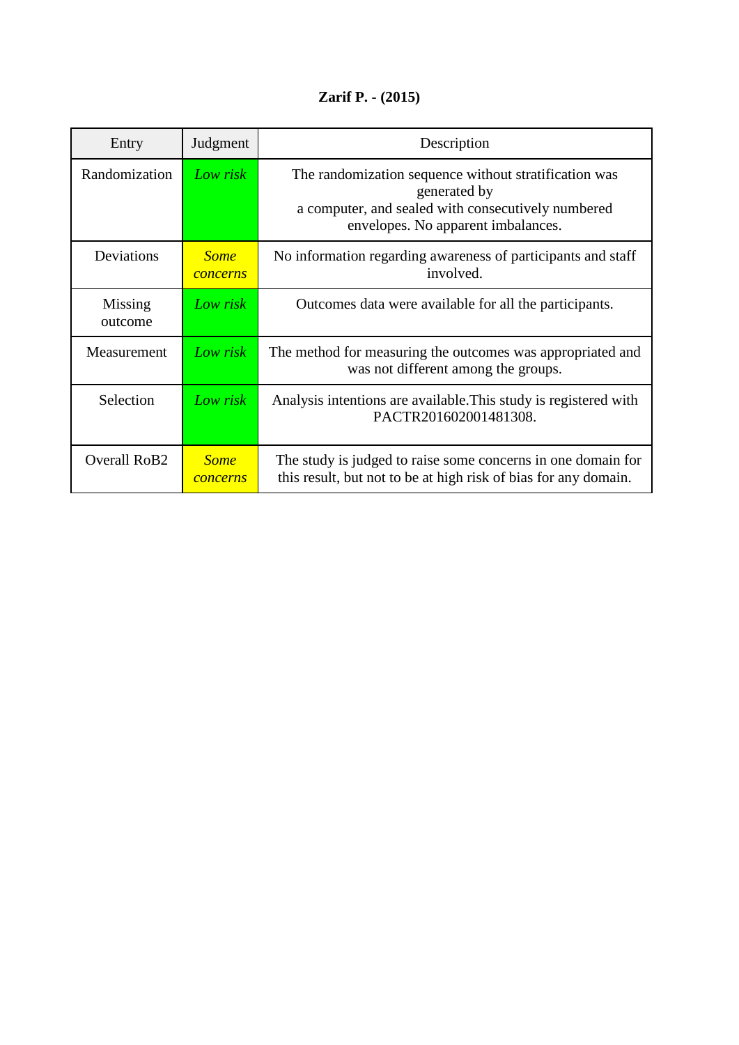**Zarif P. - (2015)**

| Entry | Judgment | Description |
|---|---|---|
| Randomization | *Low risk* | The randomization sequence without stratification was generated by a computer, and sealed with consecutively numbered envelopes. No apparent imbalances. |
| Deviations | *Some concerns* | No information regarding awareness of participants and staff involved. |
| Missing outcome | *Low risk* | Outcomes data were available for all the participants. |
| Measurement | *Low risk* | The method for measuring the outcomes was appropriated and was not different among the groups. |
| Selection | *Low risk* | Analysis intentions are available.This study is registered with PACTR201602001481308. |
| Overall RoB2 | *Some concerns* | The study is judged to raise some concerns in one domain for this result, but not to be at high risk of bias for any domain. |